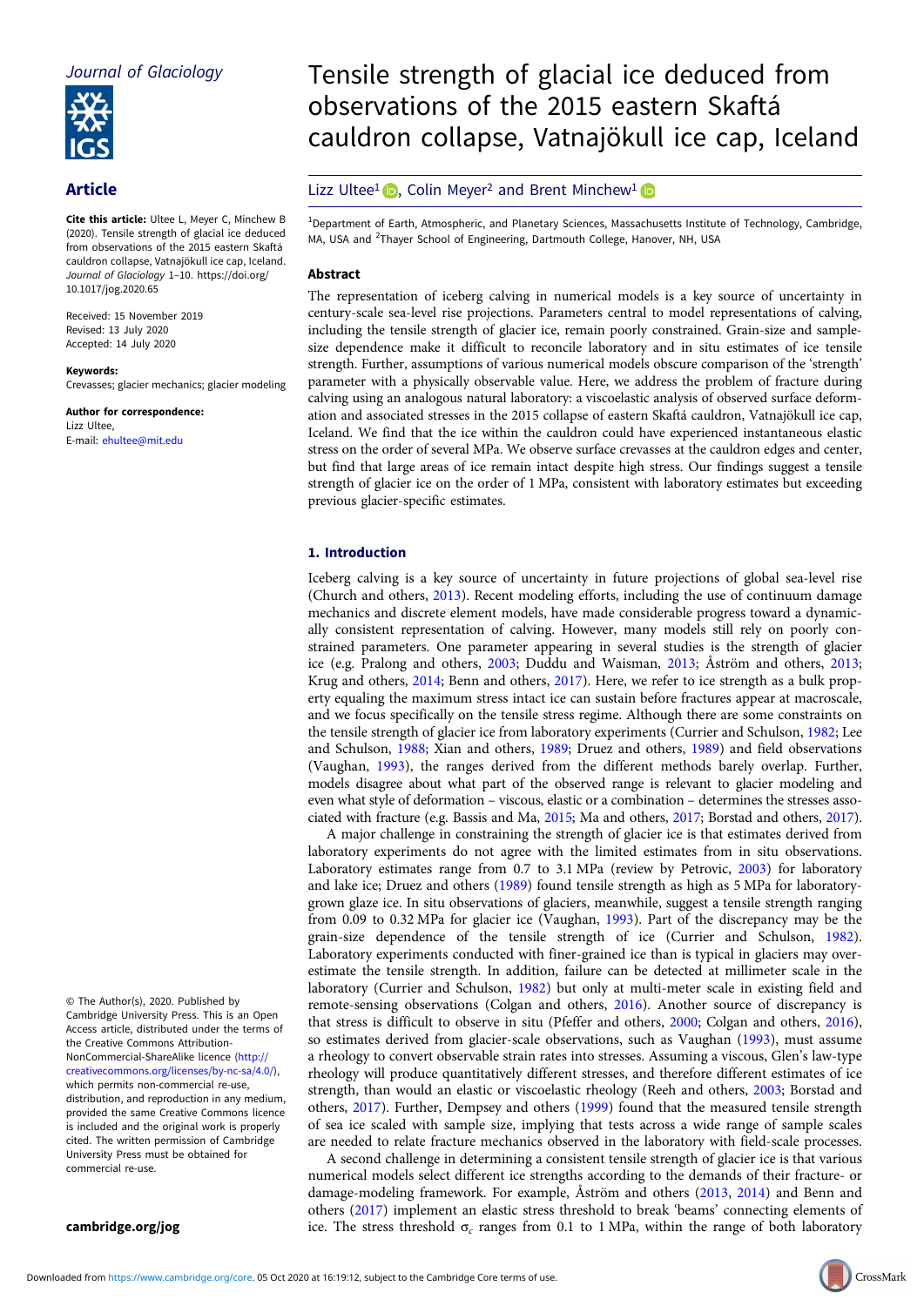Journal of Glaciology

## Article

**Cite this article:** Ultee L, Meyer C, Minchew B (2020). Tensile strength of glacial ice deduced from observations of the 2015 eastern Skaftá cauldron collapse, Vatnajökull ice cap, Iceland. *Journal of Glaciology* 1–10. https://doi.org/10.1017/jog.2020.65

Received: 15 November 2019
Revised: 13 July 2020
Accepted: 14 July 2020

**Keywords:**
Crevasses; glacier mechanics; glacier modeling

**Author for correspondence:**
Lizz Ultee,
E-mail: ehultee@mit.edu

© The Author(s), 2020. Published by Cambridge University Press. This is an Open Access article, distributed under the terms of the Creative Commons Attribution-NonCommercial-ShareAlike licence (http://creativecommons.org/licenses/by-nc-sa/4.0/), which permits non-commercial re-use, distribution, and reproduction in any medium, provided the same Creative Commons licence is included and the original work is properly cited. The written permission of Cambridge University Press must be obtained for commercial re-use.

cambridge.org/jog

# Tensile strength of glacial ice deduced from observations of the 2015 eastern Skaftá cauldron collapse, Vatnajökull ice cap, Iceland

Lizz Ultee[1], Colin Meyer[2] and Brent Minchew[1]

[1]Department of Earth, Atmospheric, and Planetary Sciences, Massachusetts Institute of Technology, Cambridge, MA, USA and [2]Thayer School of Engineering, Dartmouth College, Hanover, NH, USA

## Abstract

The representation of iceberg calving in numerical models is a key source of uncertainty in century-scale sea-level rise projections. Parameters central to model representations of calving, including the tensile strength of glacier ice, remain poorly constrained. Grain-size and sample-size dependence make it difficult to reconcile laboratory and in situ estimates of ice tensile strength. Further, assumptions of various numerical models obscure comparison of the 'strength' parameter with a physically observable value. Here, we address the problem of fracture during calving using an analogous natural laboratory: a viscoelastic analysis of observed surface deformation and associated stresses in the 2015 collapse of eastern Skaftá cauldron, Vatnajökull ice cap, Iceland. We find that the ice within the cauldron could have experienced instantaneous elastic stress on the order of several MPa. We observe surface crevasses at the cauldron edges and center, but find that large areas of ice remain intact despite high stress. Our findings suggest a tensile strength of glacier ice on the order of 1 MPa, consistent with laboratory estimates but exceeding previous glacier-specific estimates.

## 1. Introduction

Iceberg calving is a key source of uncertainty in future projections of global sea-level rise (Church and others, 2013). Recent modeling efforts, including the use of continuum damage mechanics and discrete element models, have made considerable progress toward a dynamically consistent representation of calving. However, many models still rely on poorly constrained parameters. One parameter appearing in several studies is the strength of glacier ice (e.g. Pralong and others, 2003; Duddu and Waisman, 2013; Åström and others, 2013; Krug and others, 2014; Benn and others, 2017). Here, we refer to ice strength as a bulk property equaling the maximum stress intact ice can sustain before fractures appear at macroscale, and we focus specifically on the tensile stress regime. Although there are some constraints on the tensile strength of glacier ice from laboratory experiments (Currier and Schulson, 1982; Lee and Schulson, 1988; Xian and others, 1989; Druez and others, 1989) and field observations (Vaughan, 1993), the ranges derived from the different methods barely overlap. Further, models disagree about what part of the observed range is relevant to glacier modeling and even what style of deformation – viscous, elastic or a combination – determines the stresses associated with fracture (e.g. Bassis and Ma, 2015; Ma and others, 2017; Borstad and others, 2017).

A major challenge in constraining the strength of glacier ice is that estimates derived from laboratory experiments do not agree with the limited estimates from in situ observations. Laboratory estimates range from 0.7 to 3.1 MPa (review by Petrovic, 2003) for laboratory and lake ice; Druez and others (1989) found tensile strength as high as 5 MPa for laboratory-grown glaze ice. In situ observations of glaciers, meanwhile, suggest a tensile strength ranging from 0.09 to 0.32 MPa for glacier ice (Vaughan, 1993). Part of the discrepancy may be the grain-size dependence of the tensile strength of ice (Currier and Schulson, 1982). Laboratory experiments conducted with finer-grained ice than is typical in glaciers may overestimate the tensile strength. In addition, failure can be detected at millimeter scale in the laboratory (Currier and Schulson, 1982) but only at multi-meter scale in existing field and remote-sensing observations (Colgan and others, 2016). Another source of discrepancy is that stress is difficult to observe in situ (Pfeffer and others, 2000; Colgan and others, 2016), so estimates derived from glacier-scale observations, such as Vaughan (1993), must assume a rheology to convert observable strain rates into stresses. Assuming a viscous, Glen's law-type rheology will produce quantitatively different stresses, and therefore different estimates of ice strength, than would an elastic or viscoelastic rheology (Reeh and others, 2003; Borstad and others, 2017). Further, Dempsey and others (1999) found that the measured tensile strength of sea ice scaled with sample size, implying that tests across a wide range of sample scales are needed to relate fracture mechanics observed in the laboratory with field-scale processes.

A second challenge in determining a consistent tensile strength of glacier ice is that various numerical models select different ice strengths according to the demands of their fracture- or damage-modeling framework. For example, Åström and others (2013, 2014) and Benn and others (2017) implement an elastic stress threshold to break 'beams' connecting elements of ice. The stress threshold $\sigma_c$ ranges from 0.1 to 1 MPa, within the range of both laboratory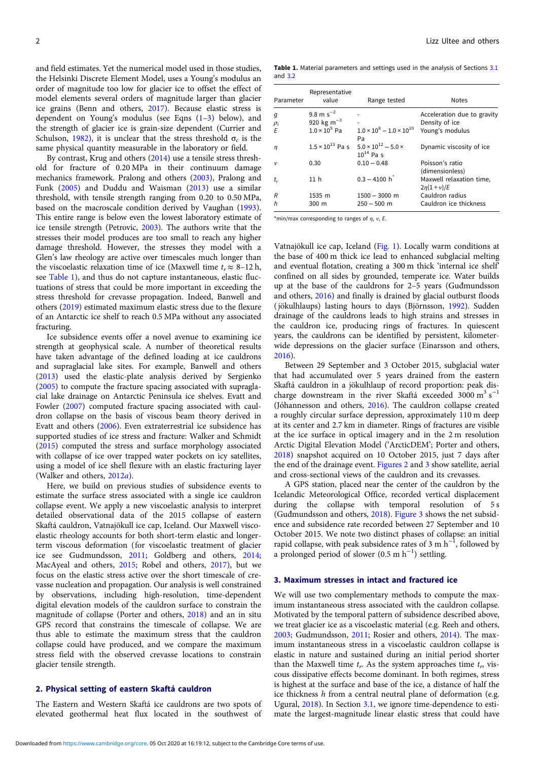and field estimates. Yet the numerical model used in those studies, the Helsinki Discrete Element Model, uses a Young's modulus an order of magnitude too low for glacier ice to offset the effect of model elements several orders of magnitude larger than glacier ice grains (Benn and others, 2017). Because elastic stress is dependent on Young's modulus (see Eqns (1–3) below), and the strength of glacier ice is grain-size dependent (Currier and Schulson, 1982), it is unclear that the stress threshold $\sigma_c$ is the same physical quantity measurable in the laboratory or field.

By contrast, Krug and others (2014) use a tensile stress threshold for fracture of 0.20 MPa in their continuum damage mechanics framework. Pralong and others (2003), Pralong and Funk (2005) and Duddu and Waisman (2013) use a similar threshold, with tensile strength ranging from 0.20 to 0.50 MPa, based on the macroscale condition derived by Vaughan (1993). This entire range is below even the lowest laboratory estimate of ice tensile strength (Petrovic, 2003). The authors write that the stresses their model produces are too small to reach any higher damage threshold. However, the stresses they model with a Glen's law rheology are active over timescales much longer than the viscoelastic relaxation time of ice (Maxwell time $t_r \approx$ 8–12 h, see Table 1), and thus do not capture instantaneous, elastic fluctuations of stress that could be more important in exceeding the stress threshold for crevasse propagation. Indeed, Banwell and others (2019) estimated maximum elastic stress due to the flexure of an Antarctic ice shelf to reach 0.5 MPa without any associated fracturing.

Ice subsidence events offer a novel avenue to examining ice strength at geophysical scale. A number of theoretical results have taken advantage of the defined loading at ice cauldrons and supraglacial lake sites. For example, Banwell and others (2013) used the elastic-plate analysis derived by Sergienko (2005) to compute the fracture spacing associated with supraglacial lake drainage on Antarctic Peninsula ice shelves. Evatt and Fowler (2007) computed fracture spacing associated with cauldron collapse on the basis of viscous beam theory derived in Evatt and others (2006). Even extraterrestrial ice subsidence has supported studies of ice stress and fracture: Walker and Schmidt (2015) computed the stress and surface morphology associated with collapse of ice over trapped water pockets on icy satellites, using a model of ice shell flexure with an elastic fracturing layer (Walker and others, 2012*a*).

Here, we build on previous studies of subsidence events to estimate the surface stress associated with a single ice cauldron collapse event. We apply a new viscoelastic analysis to interpret detailed observational data of the 2015 collapse of eastern Skaftá cauldron, Vatnajökull ice cap, Iceland. Our Maxwell viscoelastic rheology accounts for both short-term elastic and longer-term viscous deformation (for viscoelastic treatment of glacier ice see Gudmundsson, 2011; Goldberg and others, 2014; MacAyeal and others, 2015; Robel and others, 2017), but we focus on the elastic stress active over the short timescale of crevasse nucleation and propagation. Our analysis is well constrained by observations, including high-resolution, time-dependent digital elevation models of the cauldron surface to constrain the magnitude of collapse (Porter and others, 2018) and an in situ GPS record that constrains the timescale of collapse. We are thus able to estimate the maximum stress that the cauldron collapse could have produced, and we compare the maximum stress field with the observed crevasse locations to constrain glacier tensile strength.

## 2. Physical setting of eastern Skaftá cauldron

The Eastern and Western Skaftá ice cauldrons are two spots of elevated geothermal heat flux located in the southwest of Vatnajökull ice cap, Iceland (Fig. 1). Locally warm conditions at the base of 400 m thick ice lead to enhanced subglacial melting and eventual flotation, creating a 300 m thick 'internal ice shelf' confined on all sides by grounded, temperate ice. Water builds up at the base of the cauldrons for 2–5 years (Gudmundsson and others, 2016) and finally is drained by glacial outburst floods (jökulhlaups) lasting hours to days (Björnsson, 1992). Sudden drainage of the cauldrons leads to high strains and stresses in the cauldron ice, producing rings of fractures. In quiescent years, the cauldrons can be identified by persistent, kilometer-wide depressions on the glacier surface (Einarsson and others, 2016).

Between 29 September and 3 October 2015, subglacial water that had accumulated over 5 years drained from the eastern Skaftá cauldron in a jökulhlaup of record proportion: peak discharge downstream in the river Skaftá exceeded 3000 $m^3\ s^{-1}$ (Jóhannesson and others, 2016). The cauldron collapse created a roughly circular surface depression, approximately 110 m deep at its center and 2.7 km in diameter. Rings of fractures are visible at the ice surface in optical imagery and in the 2 m resolution Arctic Digital Elevation Model ('ArcticDEM'; Porter and others, 2018) snapshot acquired on 10 October 2015, just 7 days after the end of the drainage event. Figures 2 and 3 show satellite, aerial and cross-sectional views of the cauldron and its crevasses.

A GPS station, placed near the center of the cauldron by the Icelandic Meteorological Office, recorded vertical displacement during the collapse with temporal resolution of 5 s (Guðmundsson and others, 2018). Figure 3 shows the net subsidence and subsidence rate recorded between 27 September and 10 October 2015. We note two distinct phases of collapse: an initial rapid collapse, with peak subsidence rates of 3 m $h^{-1}$, followed by a prolonged period of slower (0.5 m $h^{-1}$) settling.

**Table 1.** Material parameters and settings used in the analysis of Sections 3.1 and 3.2

| Parameter | Representative value | Range tested | Notes |
|---|---|---|---|
| $g$ | 9.8 m $s^{-2}$ | - | Acceleration due to gravity |
| $\rho_i$ | 920 kg $m^{-3}$ | - | Density of ice |
| $E$ | $1.0 \times 10^9$ Pa | $1.0 \times 10^8 - 1.0 \times 10^{10}$ Pa | Young's modulus |
| $\eta$ | $1.5 \times 10^{13}$ Pa s | $5.0 \times 10^{12} - 5.0 \times 10^{14}$ Pa s | Dynamic viscosity of ice |
| $\nu$ | 0.30 | 0.10 – 0.48 | Poisson's ratio (dimensionless) |
| $t_r$ | 11 h | 0.3 – 4100 h* | Maxwell relaxation time, $2\eta(1+\nu)/E$ |
| $R$ | 1535 m | 1500 – 3000 m | Cauldron radius |
| $h$ | 300 m | 250 – 500 m | Cauldron ice thickness |

*min/max corresponding to ranges of $\eta$, $\nu$, $E$.

## 3. Maximum stresses in intact and fractured ice

We will use two complementary methods to compute the maximum instantaneous stress associated with the cauldron collapse. Motivated by the temporal pattern of subsidence described above, we treat glacier ice as a viscoelastic material (e.g. Reeh and others, 2003; Gudmundsson, 2011; Rosier and others, 2014). The maximum instantaneous stress in a viscoelastic cauldron collapse is elastic in nature and sustained during an initial period shorter than the Maxwell time $t_r$. As the system approaches time $t_r$, viscous dissipative effects become dominant. In both regimes, stress is highest at the surface and base of the ice, a distance of half the ice thickness $h$ from a central neutral plane of deformation (e.g. Ugural, 2018). In Section 3.1, we ignore time-dependence to estimate the largest-magnitude linear elastic stress that could have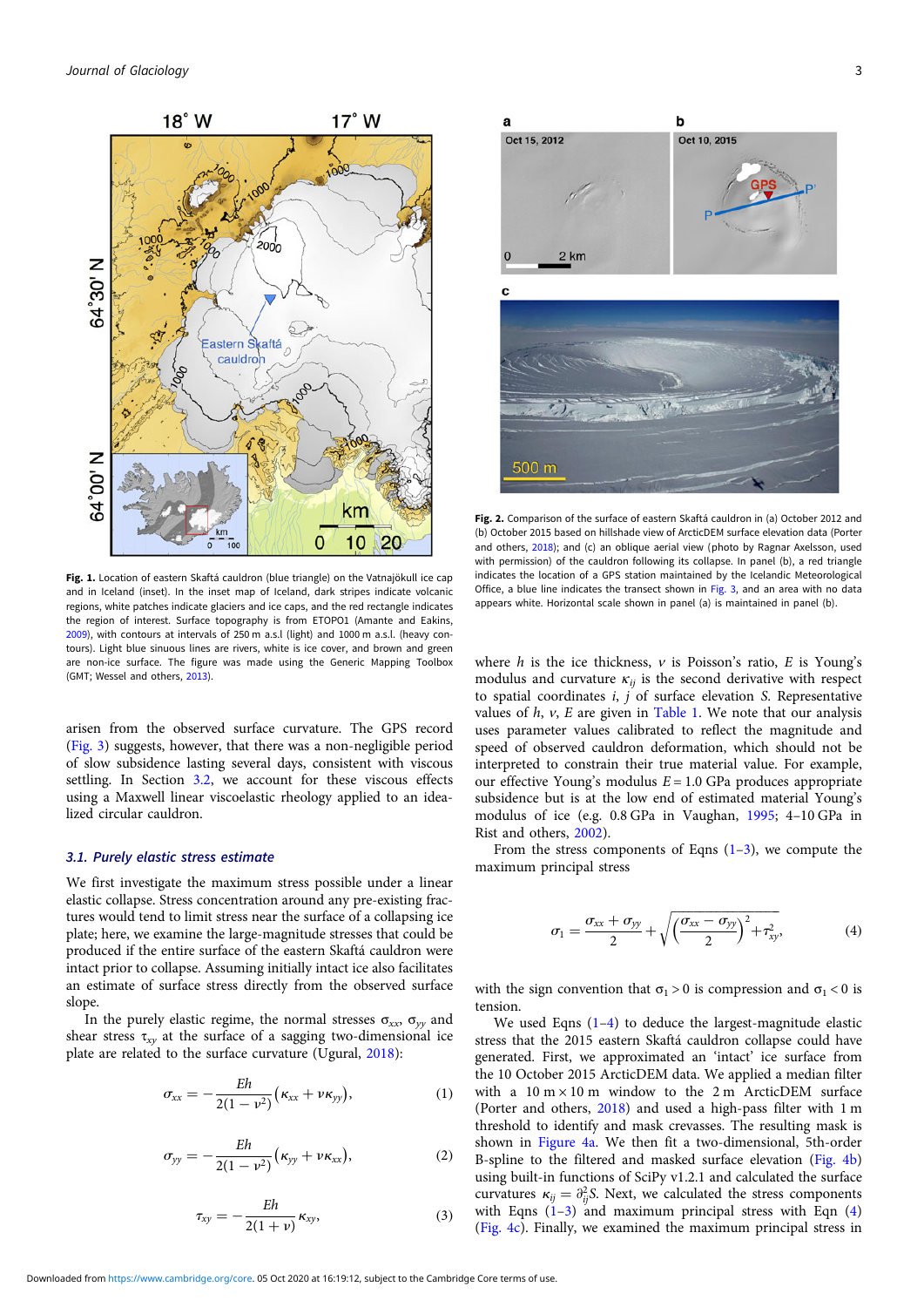Fig. 1. Location of eastern Skaftá cauldron (blue triangle) on the Vatnajökull ice cap and in Iceland (inset). In the inset map of Iceland, dark stripes indicate volcanic regions, white patches indicate glaciers and ice caps, and the red rectangle indicates the region of interest. Surface topography is from ETOPO1 (Amante and Eakins, 2009), with contours at intervals of 250 m a.s.l (light) and 1000 m a.s.l. (heavy contours). Light blue sinuous lines are rivers, white is ice cover, and brown and green are non-ice surface. The figure was made using the Generic Mapping Toolbox (GMT; Wessel and others, 2013).

Fig. 2. Comparison of the surface of eastern Skaftá cauldron in (a) October 2012 and (b) October 2015 based on hillshade view of ArcticDEM surface elevation data (Porter and others, 2018); and (c) an oblique aerial view (photo by Ragnar Axelsson, used with permission) of the cauldron following its collapse. In panel (b), a red triangle indicates the location of a GPS station maintained by the Icelandic Meteorological Office, a blue line indicates the transect shown in Fig. 3, and an area with no data appears white. Horizontal scale shown in panel (a) is maintained in panel (b).

arisen from the observed surface curvature. The GPS record (Fig. 3) suggests, however, that there was a non-negligible period of slow subsidence lasting several days, consistent with viscous settling. In Section 3.2, we account for these viscous effects using a Maxwell linear viscoelastic rheology applied to an idealized circular cauldron.

### 3.1. Purely elastic stress estimate

We first investigate the maximum stress possible under a linear elastic collapse. Stress concentration around any pre-existing fractures would tend to limit stress near the surface of a collapsing ice plate; here, we examine the large-magnitude stresses that could be produced if the entire surface of the eastern Skaftá cauldron were intact prior to collapse. Assuming initially intact ice also facilitates an estimate of surface stress directly from the observed surface slope.

In the purely elastic regime, the normal stresses $\sigma_{xx}$, $\sigma_{yy}$ and shear stress $\tau_{xy}$ at the surface of a sagging two-dimensional ice plate are related to the surface curvature (Ugural, 2018):

$$\sigma_{xx} = -\frac{Eh}{2(1-\nu^2)}\left(\kappa_{xx} + \nu\kappa_{yy}\right), \tag{1}$$

$$\sigma_{yy} = -\frac{Eh}{2(1-\nu^2)}\left(\kappa_{yy} + \nu\kappa_{xx}\right), \tag{2}$$

$$\tau_{xy} = -\frac{Eh}{2(1+\nu)}\kappa_{xy}, \tag{3}$$

where $h$ is the ice thickness, $\nu$ is Poisson's ratio, $E$ is Young's modulus and curvature $\kappa_{ij}$ is the second derivative with respect to spatial coordinates $i$, $j$ of surface elevation $S$. Representative values of $h$, $\nu$, $E$ are given in Table 1. We note that our analysis uses parameter values calibrated to reflect the magnitude and speed of observed cauldron deformation, which should not be interpreted to constrain their true material value. For example, our effective Young's modulus $E = 1.0$ GPa produces appropriate subsidence but is at the low end of estimated material Young's modulus of ice (e.g. 0.8 GPa in Vaughan, 1995; 4–10 GPa in Rist and others, 2002).

From the stress components of Eqns (1–3), we compute the maximum principal stress

$$\sigma_1 = \frac{\sigma_{xx} + \sigma_{yy}}{2} + \sqrt{\left(\frac{\sigma_{xx} - \sigma_{yy}}{2}\right)^2 + \tau_{xy}^2}, \tag{4}$$

with the sign convention that $\sigma_1 > 0$ is compression and $\sigma_1 < 0$ is tension.

We used Eqns (1–4) to deduce the largest-magnitude elastic stress that the 2015 eastern Skaftá cauldron collapse could have generated. First, we approximated an 'intact' ice surface from the 10 October 2015 ArcticDEM data. We applied a median filter with a 10 m × 10 m window to the 2 m ArcticDEM surface (Porter and others, 2018) and used a high-pass filter with 1 m threshold to constrain their crevasses. The resulting mask is shown in Figure 4a. We then fit a two-dimensional, 5th-order B-spline to the filtered and masked surface elevation (Fig. 4b) using built-in functions of SciPy v1.2.1 and calculated the surface curvatures $\kappa_{ij} = \partial_{ij}^2 S$. Next, we calculated the stress components with Eqns (1–3) and maximum principal stress with Eqn (4) (Fig. 4c). Finally, we examined the maximum principal stress in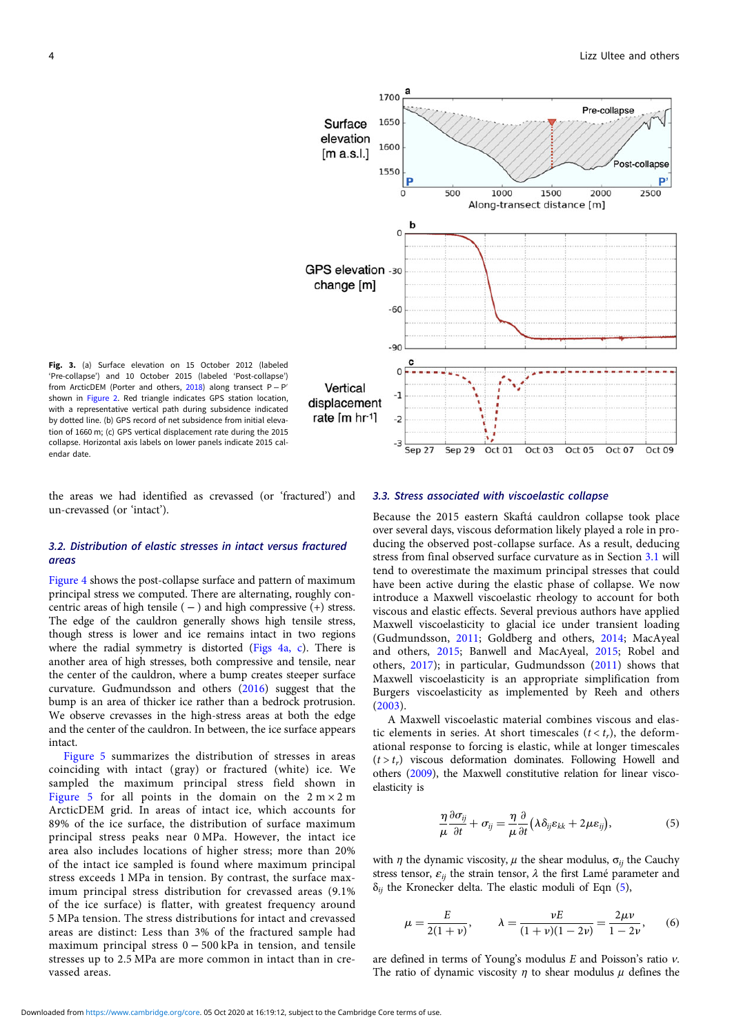Fig. 3. (a) Surface elevation on 15 October 2012 (labeled 'Pre-collapse') and 10 October 2015 (labeled 'Post-collapse') from ArcticDEM (Porter and others, 2018) along transect P – P′ shown in Figure 2. Red triangle indicates GPS station location, with a representative vertical path during subsidence indicated by dotted line. (b) GPS record of net subsidence from initial elevation of 1660 m; (c) GPS vertical displacement rate during the 2015 collapse. Horizontal axis labels on lower panels indicate 2015 calendar date.

the areas we had identified as crevassed (or 'fractured') and un-crevassed (or 'intact').

### 3.2. Distribution of elastic stresses in intact versus fractured areas

Figure 4 shows the post-collapse surface and pattern of maximum principal stress we computed. There are alternating, roughly concentric areas of high tensile ( − ) and high compressive (+) stress. The edge of the cauldron generally shows high tensile stress, though stress is lower and ice remains intact in two regions where the radial symmetry is distorted (Figs 4a, c). There is another area of high stresses, both compressive and tensile, near the center of the cauldron, where a bump creates steeper surface curvature. Guðmundsson and others (2016) suggest that the bump is an area of thicker ice rather than a bedrock protrusion. We observe crevasses in the high-stress areas at both the edge and the center of the cauldron. In between, the ice surface appears intact.

Figure 5 summarizes the distribution of stresses in areas coinciding with intact (gray) or fractured (white) ice. We sampled the maximum principal stress field shown in Figure 5 for all points in the domain on the 2 m × 2 m ArcticDEM grid. In areas of intact ice, which accounts for 89% of the ice surface, the distribution of surface maximum principal stress peaks near 0 MPa. However, the intact ice area also includes locations of higher stress; more than 20% of the intact ice sampled is found where maximum principal stress exceeds 1 MPa in tension. By contrast, the surface maximum principal stress distribution for crevassed areas (9.1% of the ice surface) is flatter, with greatest frequency around 5 MPa tension. The stress distributions for intact and crevassed areas are distinct: Less than 3% of the fractured sample had maximum principal stress 0 – 500 kPa in tension, and tensile stresses up to 2.5 MPa are more common in intact than in crevassed areas.

### 3.3. Stress associated with viscoelastic collapse

Because the 2015 eastern Skaftá cauldron collapse took place over several days, viscous deformation likely played a role in producing the observed post-collapse surface. As a result, deducing stress from final observed surface curvature as in Section 3.1 will tend to overestimate the maximum principal stresses that could have been active during the elastic phase of collapse. We now introduce a Maxwell viscoelastic rheology to account for both viscous and elastic effects. Several previous authors have applied Maxwell viscoelasticity to glacial ice under transient loading (Gudmundsson, 2011; Goldberg and others, 2014; MacAyeal and others, 2015; Banwell and MacAyeal, 2015; Robel and others, 2017); in particular, Gudmundsson (2011) shows that Maxwell viscoelasticity is an appropriate simplification from Burgers viscoelasticity as implemented by Reeh and others (2003).

A Maxwell viscoelastic material combines viscous and elastic elements in series. At short timescales ($t < t_r$), the deformational response to forcing is elastic, while at longer timescales ($t > t_r$) viscous deformation dominates. Following Howell and others (2009), the Maxwell constitutive relation for linear viscoelasticity is

$$\frac{\eta}{\mu}\frac{\partial \sigma_{ij}}{\partial t} + \sigma_{ij} = \frac{\eta}{\mu}\frac{\partial}{\partial t}\left(\lambda \delta_{ij} \varepsilon_{kk} + 2\mu \varepsilon_{ij}\right), \qquad (5)$$

with $\eta$ the dynamic viscosity, $\mu$ the shear modulus, $\sigma_{ij}$ the Cauchy stress tensor, $\varepsilon_{ij}$ the strain tensor, $\lambda$ the first Lamé parameter and $\delta_{ij}$ the Kronecker delta. The elastic moduli of Eqn (5),

$$\mu = \frac{E}{2(1+\nu)}, \qquad \lambda = \frac{\nu E}{(1+\nu)(1-2\nu)} = \frac{2\mu\nu}{1-2\nu}, \qquad (6)$$

are defined in terms of Young's modulus $E$ and Poisson's ratio $\nu$. The ratio of dynamic viscosity $\eta$ to shear modulus $\mu$ defines the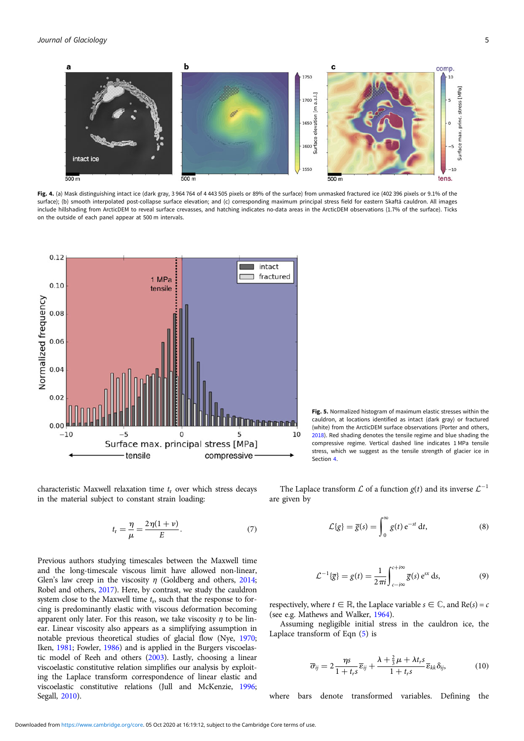**Fig. 4.** (a) Mask distinguishing intact ice (dark gray, 3 964 764 of 4 443 505 pixels or 89% of the surface) from unmasked fractured ice (402 396 pixels or 9.1% of the surface); (b) smooth interpolated post-collapse surface elevation; and (c) corresponding maximum principal stress field for eastern Skaftá cauldron. All images include hillshading from ArcticDEM to reveal surface crevasses, and hatching indicates no-data areas in the ArcticDEM observations (1.7% of the surface). Ticks on the outside of each panel appear at 500 m intervals.

**Fig. 5.** Normalized histogram of maximum elastic stresses within the cauldron, at locations identified as intact (dark gray) or fractured (white) from the ArcticDEM surface observations (Porter and others, 2018). Red shading denotes the tensile regime and blue shading the compressive regime. Vertical dashed line indicates 1 MPa tensile stress, which we suggest as the tensile strength of glacier ice in Section 4.

characteristic Maxwell relaxation time $t_r$ over which stress decays in the material subject to constant strain loading:

$$t_r = \frac{\eta}{\mu} = \frac{2\eta(1+\nu)}{E}. \tag{7}$$

Previous authors studying timescales between the Maxwell time and the long-timescale viscous limit have allowed non-linear, Glen's law creep in the viscosity $\eta$ (Goldberg and others, 2014; Robel and others, 2017). Here, by contrast, we study the cauldron system close to the Maxwell time $t_r$, such that the response to forcing is predominantly elastic with viscous deformation becoming apparent only later. For this reason, we take viscosity $\eta$ to be linear. Linear viscosity also appears as a simplifying assumption in notable previous theoretical studies of glacial flow (Nye, 1970; Iken, 1981; Fowler, 1986) and is applied in the Burgers viscoelastic model of Reeh and others (2003). Lastly, choosing a linear viscoelastic constitutive relation simplifies our analysis by exploiting the Laplace transform correspondence of linear elastic and viscoelastic constitutive relations (Jull and McKenzie, 1996; Segall, 2010).

The Laplace transform $\mathcal{L}$ of a function $g(t)$ and its inverse $\mathcal{L}^{-1}$ are given by

$$\mathcal{L}\{g\} = \overline{g}(s) = \int_0^\infty g(t)\, e^{-st}\, dt, \tag{8}$$

$$\mathcal{L}^{-1}\{\overline{g}\} = g(t) = \frac{1}{2\pi i}\int_{c-i\infty}^{c+i\infty} \overline{g}(s)\, e^{sx}\, ds, \tag{9}$$

respectively, where $t \in \mathbb{R}$, the Laplace variable $s \in \mathbb{C}$, and $\mathrm{Re}(s) = c$ (see e.g. Mathews and Walker, 1964).

Assuming negligible initial stress in the cauldron ice, the Laplace transform of Eqn (5) is

$$\overline{\sigma}_{ij} = 2\frac{\eta s}{1+t_r s}\overline{\varepsilon}_{ij} + \frac{\lambda + \frac{2}{3}\mu + \lambda t_r s}{1+t_r s}\overline{\varepsilon}_{kk}\delta_{ij}, \tag{10}$$

where bars denote transformed variables. Defining the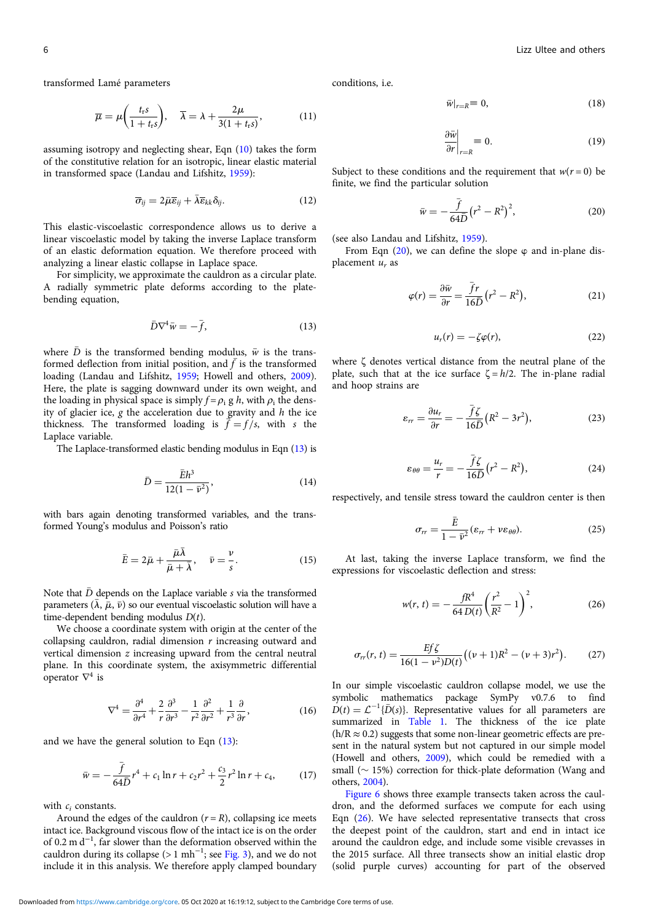transformed Lamé parameters

$$\overline{\mu} = \mu\left(\frac{t_r s}{1 + t_r s}\right), \quad \overline{\lambda} = \lambda + \frac{2\mu}{3(1 + t_r s)}, \tag{11}$$

assuming isotropy and neglecting shear, Eqn (10) takes the form of the constitutive relation for an isotropic, linear elastic material in transformed space (Landau and Lifshitz, 1959):

$$\overline{\sigma}_{ij} = 2\bar{\mu}\overline{\varepsilon}_{ij} + \bar{\lambda}\overline{\varepsilon}_{kk}\delta_{ij}. \tag{12}$$

This elastic-viscoelastic correspondence allows us to derive a linear viscoelastic model by taking the inverse Laplace transform of an elastic deformation equation. We therefore proceed with analyzing a linear elastic collapse in Laplace space.

For simplicity, we approximate the cauldron as a circular plate. A radially symmetric plate deforms according to the plate-bending equation,

$$\bar{D}\nabla^4\bar{w} = -\bar{f}, \tag{13}$$

where $\bar{D}$ is the transformed bending modulus, $\bar{w}$ is the transformed deflection from initial position, and $\bar{f}$ is the transformed loading (Landau and Lifshitz, 1959; Howell and others, 2009). Here, the plate is sagging downward under its own weight, and the loading in physical space is simply $f = \rho_i\, g\, h$, with $\rho_i$ the density of glacier ice, $g$ the acceleration due to gravity and $h$ the ice thickness. The transformed loading is $\bar{f} = f/s$, with $s$ the Laplace variable.

The Laplace-transformed elastic bending modulus in Eqn (13) is

$$\bar{D} = \frac{\bar{E}h^3}{12(1 - \bar{\nu}^2)}, \tag{14}$$

with bars again denoting transformed variables, and the transformed Young's modulus and Poisson's ratio

$$\bar{E} = 2\bar{\mu} + \frac{\bar{\mu}\bar{\lambda}}{\bar{\mu} + \bar{\lambda}}, \quad \bar{\nu} = \frac{\nu}{s}. \tag{15}$$

Note that $\bar{D}$ depends on the Laplace variable $s$ via the transformed parameters ($\bar{\lambda}$, $\bar{\mu}$, $\bar{\nu}$) so our eventual viscoelastic solution will have a time-dependent bending modulus $D(t)$.

We choose a coordinate system with origin at the center of the collapsing cauldron, radial dimension $r$ increasing outward and vertical dimension $z$ increasing upward from the central neutral plane. In this coordinate system, the axisymmetric differential operator $\nabla^4$ is

$$\nabla^4 = \frac{\partial^4}{\partial r^4} + \frac{2}{r}\frac{\partial^3}{\partial r^3} - \frac{1}{r^2}\frac{\partial^2}{\partial r^2} + \frac{1}{r^3}\frac{\partial}{\partial r}, \tag{16}$$

and we have the general solution to Eqn (13):

$$\bar{w} = -\frac{\bar{f}}{64\bar{D}}r^4 + c_1\ln r + c_2 r^2 + \frac{c_3}{2}r^2\ln r + c_4, \tag{17}$$

with $c_i$ constants.

Around the edges of the cauldron ($r = R$), collapsing ice meets intact ice. Background viscous flow of the intact ice is on the order of 0.2 m d$^{-1}$, far slower than the deformation observed within the cauldron during its collapse (> 1 mh$^{-1}$; see Fig. 3), and we do not include it in this analysis. We therefore apply clamped boundary conditions, i.e.

$$\bar{w}|_{r=R} \equiv 0, \tag{18}$$

$$\left.\frac{\partial\bar{w}}{\partial r}\right|_{r=R} \equiv 0. \tag{19}$$

Subject to these conditions and the requirement that $w(r = 0)$ be finite, we find the particular solution

$$\bar{w} = -\frac{\bar{f}}{64\bar{D}}\left(r^2 - R^2\right)^2, \tag{20}$$

(see also Landau and Lifshitz, 1959).

From Eqn (20), we can define the slope $\varphi$ and in-plane displacement $u_r$ as

$$\varphi(r) = \frac{\partial\bar{w}}{\partial r} = \frac{\bar{f}r}{16\bar{D}}\left(r^2 - R^2\right), \tag{21}$$

$$u_r(r) = -\zeta\varphi(r), \tag{22}$$

where $\zeta$ denotes vertical distance from the neutral plane of the plate, such that at the ice surface $\zeta = h/2$. The in-plane radial and hoop strains are

$$\varepsilon_{rr} = \frac{\partial u_r}{\partial r} = -\frac{\bar{f}\zeta}{16\bar{D}}\left(R^2 - 3r^2\right), \tag{23}$$

$$\varepsilon_{\theta\theta} = \frac{u_r}{r} = -\frac{\bar{f}\zeta}{16\bar{D}}\left(r^2 - R^2\right), \tag{24}$$

respectively, and tensile stress toward the cauldron center is then

$$\sigma_{rr} = \frac{\bar{E}}{1 - \bar{\nu}^2}(\varepsilon_{rr} + \nu\varepsilon_{\theta\theta}). \tag{25}$$

At last, taking the inverse Laplace transform, we find the expressions for viscoelastic deflection and stress:

$$w(r, t) = -\frac{fR^4}{64\, D(t)}\left(\frac{r^2}{R^2} - 1\right)^2, \tag{26}$$

$$\sigma_{rr}(r, t) = \frac{Ef\zeta}{16(1 - \nu^2)D(t)}\left((\nu + 1)R^2 - (\nu + 3)r^2\right). \tag{27}$$

In our simple viscoelastic cauldron collapse model, we use the symbolic mathematics package SymPy v0.7.6 to find $D(t) = \mathcal{L}^{-1}\{\bar{D}(s)\}$. Representative values for all parameters are summarized in Table 1. The thickness of the ice plate ($h/R \approx 0.2$) suggests that some non-linear geometric effects are present in the natural system but not captured in our simple model (Howell and others, 2009), which could be remedied with a small (~ 15%) correction for thick-plate deformation (Wang and others, 2004).

Figure 6 shows three example transects taken across the cauldron, and the deformed surfaces we compute for each using Eqn (26). We have selected representative transects that cross the deepest point of the cauldron, start and end in intact ice around the cauldron edge, and include some visible crevasses in the 2015 surface. All three transects show an initial elastic drop (solid purple curves) accounting for part of the observed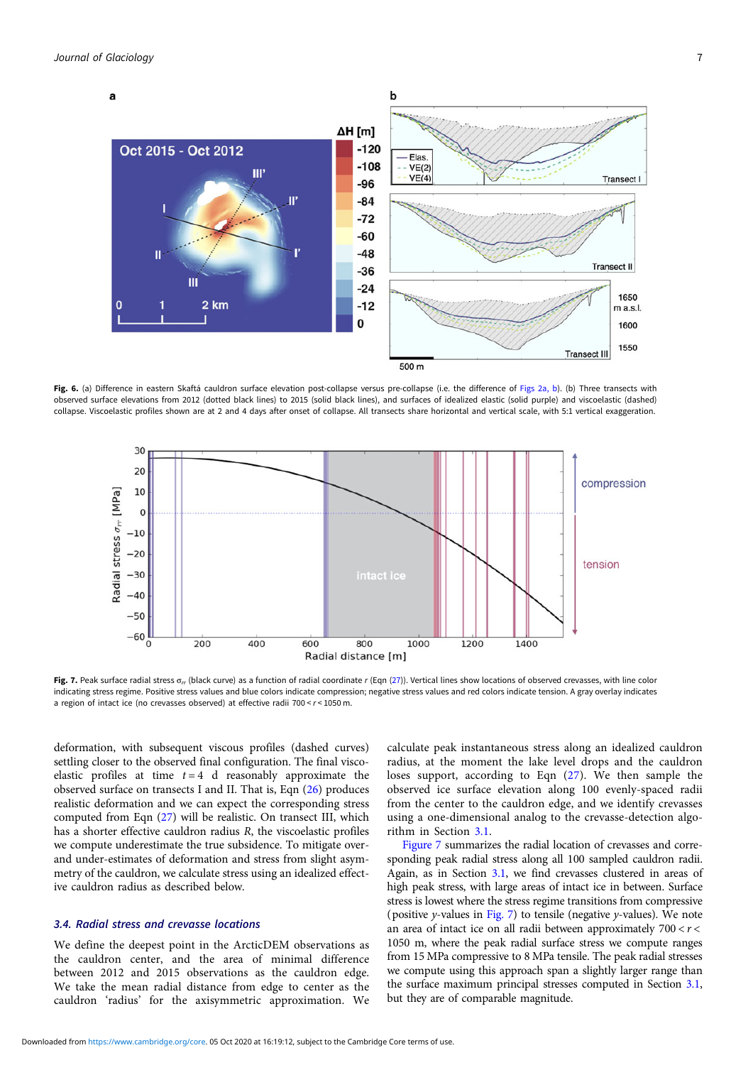**Fig. 6.** (a) Difference in eastern Skaftá cauldron surface elevation post-collapse versus pre-collapse (i.e. the difference of Figs 2a, b). (b) Three transects with observed surface elevations from 2012 (dotted black lines) to 2015 (solid black lines), and surfaces of idealized elastic (solid purple) and viscoelastic (dashed) collapse. Viscoelastic profiles shown are at 2 and 4 days after onset of collapse. All transects share horizontal and vertical scale, with 5:1 vertical exaggeration.

**Fig. 7.** Peak surface radial stress $\sigma_{rr}$ (black curve) as a function of radial coordinate $r$ (Eqn (27)). Vertical lines show locations of observed crevasses, with line color indicating stress regime. Positive stress values and blue colors indicate compression; negative stress values and red colors indicate tension. A gray overlay indicates a region of intact ice (no crevasses observed) at effective radii $700 < r < 1050$ m.

deformation, with subsequent viscous profiles (dashed curves) settling closer to the observed final configuration. The final viscoelastic profiles at time $t = 4$ d reasonably approximate the observed surface on transects I and II. That is, Eqn (26) produces realistic deformation and we can expect the corresponding stress computed from Eqn (27) will be realistic. On transect III, which has a shorter effective cauldron radius $R$, the viscoelastic profiles we compute underestimate the true subsidence. To mitigate over- and under-estimates of deformation and stress from slight asymmetry of the cauldron, we calculate stress using an idealized effective cauldron radius as described below.

### 3.4. Radial stress and crevasse locations

We define the deepest point in the ArcticDEM observations as the cauldron center, and the area of minimal difference between 2012 and 2015 observations as the cauldron edge. We take the mean radial distance from edge to center as the cauldron 'radius' for the axisymmetric approximation. We calculate peak instantaneous stress along an idealized cauldron radius, at the moment the lake level drops and the cauldron loses support, according to Eqn (27). We then sample the observed ice surface elevation along 100 evenly-spaced radii from the center to the cauldron edge, and we identify crevasses using a one-dimensional analog to the crevasse-detection algorithm in Section 3.1.

Figure 7 summarizes the radial location of crevasses and corresponding peak radial stress along all 100 sampled cauldron radii. Again, as in Section 3.1, we find crevasses clustered in areas of high peak stress, with large areas of intact ice in between. Surface stress is lowest where the stress regime transitions from compressive (positive $y$-values in Fig. 7) to tensile (negative $y$-values). We note an area of intact ice on all radii between approximately $700 < r < 1050$ m, where the peak radial surface stress we compute ranges from 15 MPa compressive to 8 MPa tensile. The peak radial stresses we compute using this approach span a slightly larger range than the surface maximum principal stresses computed in Section 3.1, but they are of comparable magnitude.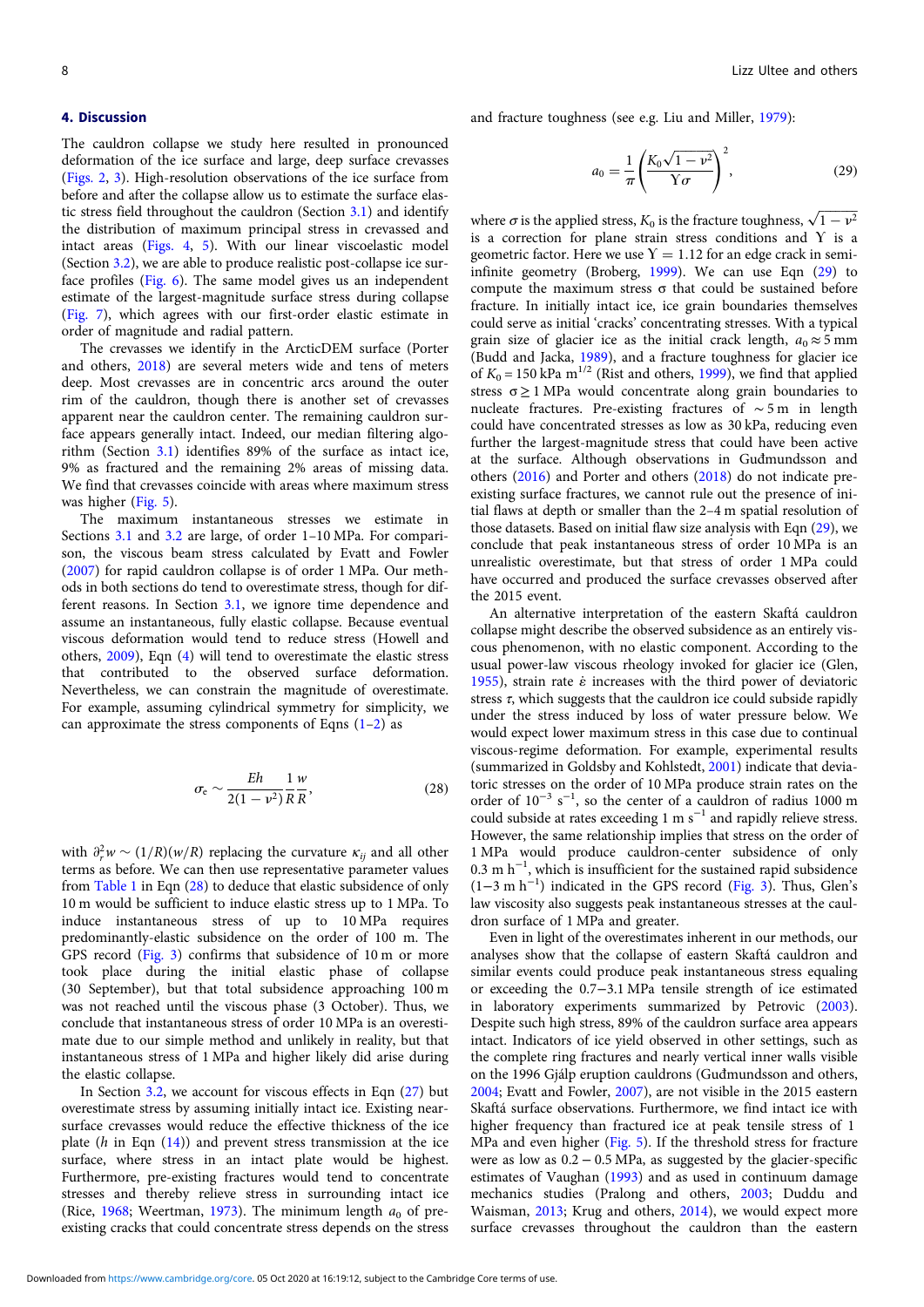## 4. Discussion

The cauldron collapse we study here resulted in pronounced deformation of the ice surface and large, deep surface crevasses (Figs. 2, 3). High-resolution observations of the ice surface from before and after the collapse allow us to estimate the surface elastic stress field throughout the cauldron (Section 3.1) and identify the distribution of maximum principal stress in crevassed and intact areas (Figs. 4, 5). With our linear viscoelastic model (Section 3.2), we are able to produce realistic post-collapse ice surface profiles (Fig. 6). The same model gives us an independent estimate of the largest-magnitude surface stress during collapse (Fig. 7), which agrees with our first-order elastic estimate in order of magnitude and radial pattern.

The crevasses we identify in the ArcticDEM surface (Porter and others, 2018) are several meters wide and tens of meters deep. Most crevasses are in concentric arcs around the outer rim of the cauldron, though there is another set of crevasses apparent near the cauldron center. The remaining cauldron surface appears generally intact. Indeed, our median filtering algorithm (Section 3.1) identifies 89% of the surface as intact ice, 9% as fractured and the remaining 2% areas of missing data. We find that crevasses coincide with areas where maximum stress was higher (Fig. 5).

The maximum instantaneous stresses we estimate in Sections 3.1 and 3.2 are large, of order 1–10 MPa. For comparison, the viscous beam stress calculated by Evatt and Fowler (2007) for rapid cauldron collapse is of order 1 MPa. Our methods in both sections do tend to overestimate stress, though for different reasons. In Section 3.1, we ignore time dependence and assume an instantaneous, fully elastic collapse. Because eventual viscous deformation would tend to reduce stress (Howell and others, 2009), Eqn (4) will tend to overestimate the elastic stress that contributed to the observed surface deformation. Nevertheless, we can constrain the magnitude of overestimate. For example, assuming cylindrical symmetry for simplicity, we can approximate the stress components of Eqns (1–2) as

$$\sigma_e \sim \frac{Eh}{2(1-\nu^2)} \frac{1}{R} \frac{w}{R}, \tag{28}$$

with $\partial_r^2 w \sim (1/R)(w/R)$ replacing the curvature $\kappa_{ij}$ and all other terms as before. We can then use representative parameter values from Table 1 in Eqn (28) to deduce that elastic subsidence of only 10 m would be sufficient to induce elastic stress up to 1 MPa. To induce instantaneous stress of up to 10 MPa requires predominantly-elastic subsidence on the order of 100 m. The GPS record (Fig. 3) confirms that subsidence of 10 m or more took place during the initial elastic phase of collapse (30 September), but that total subsidence approaching 100 m was not reached until the viscous phase (3 October). Thus, we conclude that instantaneous stress of order 10 MPa is an overestimate due to our simple method and unlikely in reality, but that instantaneous stress of 1 MPa and higher likely did arise during the elastic collapse.

In Section 3.2, we account for viscous effects in Eqn (27) but overestimate stress by assuming initially intact ice. Existing near-surface crevasses would reduce the effective thickness of the ice plate ($h$ in Eqn (14)) and prevent stress transmission at the ice surface, where stress in an intact plate would be highest. Furthermore, pre-existing fractures would tend to concentrate stresses and thereby relieve stress in surrounding intact ice (Rice, 1968; Weertman, 1973). The minimum length $a_0$ of pre-existing cracks that could concentrate stress depends on the stress and fracture toughness (see e.g. Liu and Miller, 1979):

$$a_0 = \frac{1}{\pi} \left( \frac{K_0 \sqrt{1-\nu^2}}{Y\sigma} \right)^2, \tag{29}$$

where $\sigma$ is the applied stress, $K_0$ is the fracture toughness, $\sqrt{1-\nu^2}$ is a correction for plane strain stress conditions and $Y$ is a geometric factor. Here we use $Y = 1.12$ for an edge crack in semi-infinite geometry (Broberg, 1999). We can use Eqn (29) to compute the maximum stress σ that could be sustained before fracture. In initially intact ice, ice grain boundaries themselves could serve as initial 'cracks' concentrating stresses. With a typical grain size of glacier ice as the initial crack length, $a_0 \approx 5$ mm (Budd and Jacka, 1989), and a fracture toughness for glacier ice of $K_0 = 150$ kPa m$^{1/2}$ (Rist and others, 1999), we find that applied stress $\sigma \geq 1$ MPa would concentrate along grain boundaries to nucleate fractures. Pre-existing fractures of $\sim 5$ m in length could have concentrated stresses as low as 30 kPa, reducing even further the largest-magnitude stress that could have been active at the surface. Although observations in Guðmundsson and others (2016) and Porter and others (2018) do not indicate pre-existing surface fractures, we cannot rule out the presence of initial flaws at depth or smaller than the 2–4 m spatial resolution of those datasets. Based on initial flaw size analysis with Eqn (29), we conclude that peak instantaneous stress of order 10 MPa is an unrealistic overestimate, but that stress of order 1 MPa could have occurred and produced the surface crevasses observed after the 2015 event.

An alternative interpretation of the eastern Skaftá cauldron collapse might describe the observed subsidence as an entirely viscous phenomenon, with no elastic component. According to the usual power-law viscous rheology invoked for glacier ice (Glen, 1955), strain rate $\dot{\varepsilon}$ increases with the third power of deviatoric stress $\tau$, which suggests that the cauldron ice could subside rapidly under the stress induced by loss of water pressure below. We would expect lower maximum stress in this case due to continual viscous-regime deformation. For example, experimental results (summarized in Goldsby and Kohlstedt, 2001) indicate that deviatoric stresses on the order of 10 MPa produce strain rates on the order of $10^{-3}$ s$^{-1}$, so the center of a cauldron of radius 1000 m could subside at rates exceeding 1 m s$^{-1}$ and rapidly relieve stress. However, the same relationship implies that stress on the order of 1 MPa would produce cauldron-center subsidence of only 0.3 m h$^{-1}$, which is insufficient for the sustained rapid subsidence (1−3 m h$^{-1}$) indicated in the GPS record (Fig. 3). Thus, Glen's law viscosity also suggests peak instantaneous stresses at the cauldron surface of 1 MPa and greater.

Even in light of the overestimates inherent in our methods, our analyses show that the collapse of eastern Skaftá cauldron and similar events could produce peak instantaneous stress equaling or exceeding the 0.7−3.1 MPa tensile strength of ice estimated in laboratory experiments summarized by Petrovic (2003). Despite such high stress, 89% of the cauldron surface area appears intact. Indicators of ice yield observed in other settings, such as the complete ring fractures and nearly vertical inner walls visible on the 1996 Gjálp eruption cauldrons (Guðmundsson and others, 2004; Evatt and Fowler, 2007), are not visible in the 2015 eastern Skaftá surface observations. Furthermore, we find intact ice with higher frequency than fractured ice at peak tensile stress of 1 MPa and even higher (Fig. 5). If the threshold stress for fracture were as low as $0.2-0.5$ MPa, as suggested by the glacier-specific estimates of Vaughan (1993) and as used in continuum damage mechanics studies (Pralong and others, 2003; Duddu and Waisman, 2013; Krug and others, 2014), we would expect more surface crevasses throughout the cauldron than the eastern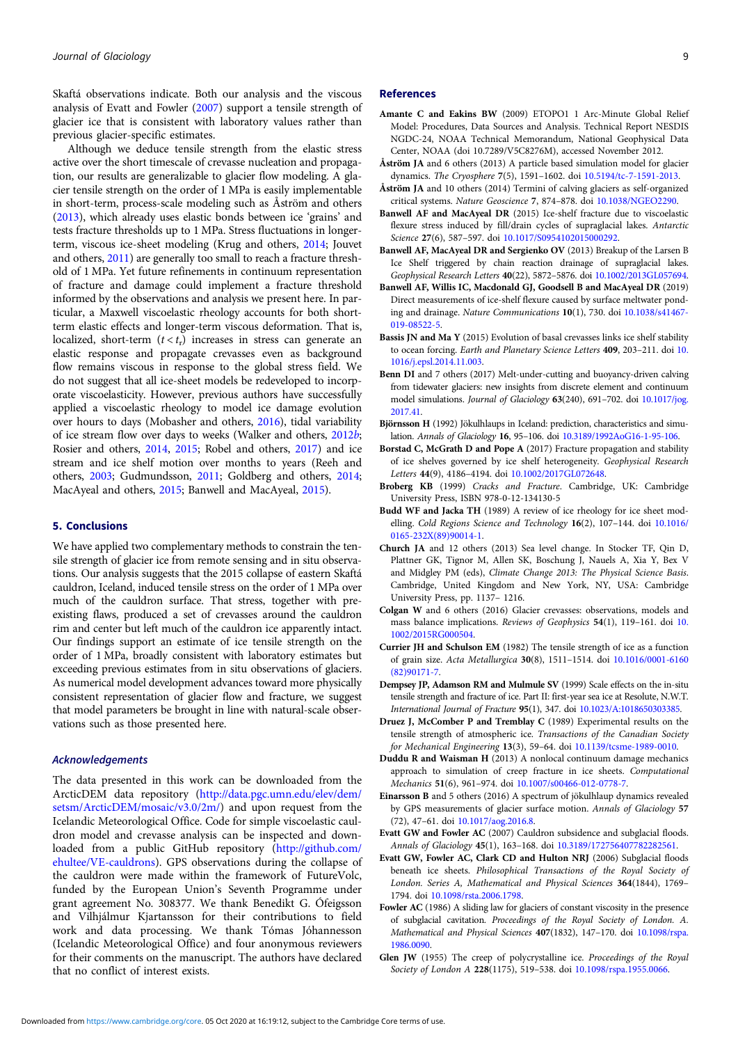Skaftá observations indicate. Both our analysis and the viscous analysis of Evatt and Fowler (2007) support a tensile strength of glacier ice that is consistent with laboratory values rather than previous glacier-specific estimates.

Although we deduce tensile strength from the elastic stress active over the short timescale of crevasse nucleation and propagation, our results are generalizable to glacier flow modeling. A glacier tensile strength on the order of 1 MPa is easily implementable in short-term, process-scale modeling such as Åström and others (2013), which already uses elastic bonds between ice 'grains' and tests fracture thresholds up to 1 MPa. Stress fluctuations in longer-term, viscous ice-sheet modeling (Krug and others, 2014; Jouvet and others, 2011) are generally too small to reach a fracture threshold of 1 MPa. Yet future refinements in continuum representation of fracture and damage could implement a fracture threshold informed by the observations and analysis we present here. In particular, a Maxwell viscoelastic rheology accounts for both short-term elastic effects and longer-term viscous deformation. That is, localized, short-term ($t < t_r$) increases in stress can generate an elastic response and propagate crevasses even as background flow remains viscous in response to the global stress field. We do not suggest that all ice-sheet models be redeveloped to incorporate viscoelasticity. However, previous authors have successfully applied a viscoelastic rheology to model ice damage evolution over hours to days (Mobasher and others, 2016), tidal variability of ice stream flow over days to weeks (Walker and others, 2012*b*; Rosier and others, 2014, 2015; Robel and others, 2017) and ice stream and ice shelf motion over months to years (Reeh and others, 2003; Gudmundsson, 2011; Goldberg and others, 2014; MacAyeal and others, 2015; Banwell and MacAyeal, 2015).

## 5. Conclusions

We have applied two complementary methods to constrain the tensile strength of glacier ice from remote sensing and in situ observations. Our analysis suggests that the 2015 collapse of eastern Skaftá cauldron, Iceland, induced tensile stress on the order of 1 MPa over much of the cauldron surface. That stress, together with pre-existing flaws, produced a set of crevasses around the cauldron rim and center but left much of the cauldron ice apparently intact. Our findings support an estimate of ice tensile strength on the order of 1 MPa, broadly consistent with laboratory estimates but exceeding previous estimates from in situ observations of glaciers. As numerical model development advances toward more physically consistent representation of glacier flow and fracture, we suggest that model parameters be brought in line with natural-scale observations such as those presented here.

### Acknowledgements

The data presented in this work can be downloaded from the ArcticDEM data repository (http://data.pgc.umn.edu/elev/dem/setsm/ArcticDEM/mosaic/v3.0/2m/) and upon request from the Icelandic Meteorological Office. Code for simple viscoelastic cauldron model and crevasse analysis can be inspected and downloaded from a public GitHub repository (http://github.com/ehultee/VE-cauldrons). GPS observations during the collapse of the cauldron were made within the framework of FutureVolc, funded by the European Union's Seventh Programme under grant agreement No. 308377. We thank Benedikt G. Ófeigsson and Vilhjálmur Kjartansson for their contributions to field work and data processing. We thank Tómas Jóhannesson (Icelandic Meteorological Office) and four anonymous reviewers for their comments on the manuscript. The authors have declared that no conflict of interest exists.

## References

**Amante C and Eakins BW** (2009) ETOPO1 1 Arc-Minute Global Relief Model: Procedures, Data Sources and Analysis. Technical Report NESDIS NGDC-24, NOAA Technical Memorandum, National Geophysical Data Center, NOAA (doi 10.7289/V5C8276M), accessed November 2012.

**Åström JA** and 6 others (2013) A particle based simulation model for glacier dynamics. *The Cryosphere* **7**(5), 1591–1602. doi 10.5194/tc-7-1591-2013.

**Åström JA** and 10 others (2014) Termini of calving glaciers as self-organized critical systems. *Nature Geoscience* **7**, 874–878. doi 10.1038/NGEO2290.

**Banwell AF and MacAyeal DR** (2015) Ice-shelf fracture due to viscoelastic flexure stress induced by fill/drain cycles of supraglacial lakes. *Antarctic Science* **27**(6), 587–597. doi 10.1017/S0954102015000292.

**Banwell AF, MacAyeal DR and Sergienko OV** (2013) Breakup of the Larsen B Ice Shelf triggered by chain reaction drainage of supraglacial lakes. *Geophysical Research Letters* **40**(22), 5872–5876. doi 10.1002/2013GL057694.

**Banwell AF, Willis IC, Macdonald GJ, Goodsell B and MacAyeal DR** (2019) Direct measurements of ice-shelf flexure caused by surface meltwater ponding and drainage. *Nature Communications* **10**(1), 730. doi 10.1038/s41467-019-08522-5.

**Bassis JN and Ma Y** (2015) Evolution of basal crevasses links ice shelf stability to ocean forcing. *Earth and Planetary Science Letters* **409**, 203–211. doi 10.1016/j.epsl.2014.11.003.

**Benn DI** and 7 others (2017) Melt-under-cutting and buoyancy-driven calving from tidewater glaciers: new insights from discrete element and continuum model simulations. *Journal of Glaciology* **63**(240), 691–702. doi 10.1017/jog.2017.41.

**Björnsson H** (1992) Jökulhlaups in Iceland: prediction, characteristics and simulation. *Annals of Glaciology* **16**, 95–106. doi 10.3189/1992AoG16-1-95-106.

**Borstad C, McGrath D and Pope A** (2017) Fracture propagation and stability of ice shelves governed by ice shelf heterogeneity. *Geophysical Research Letters* **44**(9), 4186–4194. doi 10.1002/2017GL072648.

**Broberg KB** (1999) *Cracks and Fracture*. Cambridge, UK: Cambridge University Press, ISBN 978-0-12-134130-5

**Budd WF and Jacka TH** (1989) A review of ice rheology for ice sheet modelling. *Cold Regions Science and Technology* **16**(2), 107–144. doi 10.1016/0165-232X(89)90014-1.

**Church JA** and 12 others (2013) Sea level change. In Stocker TF, Qin D, Plattner GK, Tignor M, Allen SK, Boschung J, Nauels A, Xia Y, Bex V and Midgley PM (eds), *Climate Change 2013: The Physical Science Basis*. Cambridge, United Kingdom and New York, NY, USA: Cambridge University Press, pp. 1137– 1216.

**Colgan W** and 6 others (2016) Glacier crevasses: observations, models and mass balance implications. *Reviews of Geophysics* **54**(1), 119–161. doi 10.1002/2015RG000504.

**Currier JH and Schulson EM** (1982) The tensile strength of ice as a function of grain size. *Acta Metallurgica* **30**(8), 1511–1514. doi 10.1016/0001-6160(82)90171-7.

**Dempsey JP, Adamson RM and Mulmule SV** (1999) Scale effects on the in-situ tensile strength and fracture of ice. Part II: first-year sea ice at Resolute, N.W.T. *International Journal of Fracture* **95**(1), 347. doi 10.1023/A:1018650303385.

**Druez J, McComber P and Tremblay C** (1989) Experimental results on the tensile strength of atmospheric ice. *Transactions of the Canadian Society for Mechanical Engineering* **13**(3), 59–64. doi 10.1139/tcsme-1989-0010.

**Duddu R and Waisman H** (2013) A nonlocal continuum damage mechanics approach to simulation of creep fracture in ice sheets. *Computational Mechanics* **51**(6), 961–974. doi 10.1007/s00466-012-0778-7.

**Einarsson B** and 5 others (2016) A spectrum of jökulhlaup dynamics revealed by GPS measurements of glacier surface motion. *Annals of Glaciology* **57** (72), 47–61. doi 10.1017/aog.2016.8.

**Evatt GW and Fowler AC** (2007) Cauldron subsidence and subglacial floods. *Annals of Glaciology* **45**(1), 163–168. doi 10.3189/172756407782282561.

**Evatt GW, Fowler AC, Clark CD and Hulton NRJ** (2006) Subglacial floods beneath ice sheets. *Philosophical Transactions of the Royal Society of London. Series A, Mathematical and Physical Sciences* **364**(1844), 1769–1794. doi 10.1098/rsta.2006.1798.

**Fowler AC** (1986) A sliding law for glaciers of constant viscosity in the presence of subglacial cavitation. *Proceedings of the Royal Society of London. A. Mathematical and Physical Sciences* **407**(1832), 147–170. doi 10.1098/rspa.1986.0090.

**Glen JW** (1955) The creep of polycrystalline ice. *Proceedings of the Royal Society of London A* **228**(1175), 519–538. doi 10.1098/rspa.1955.0066.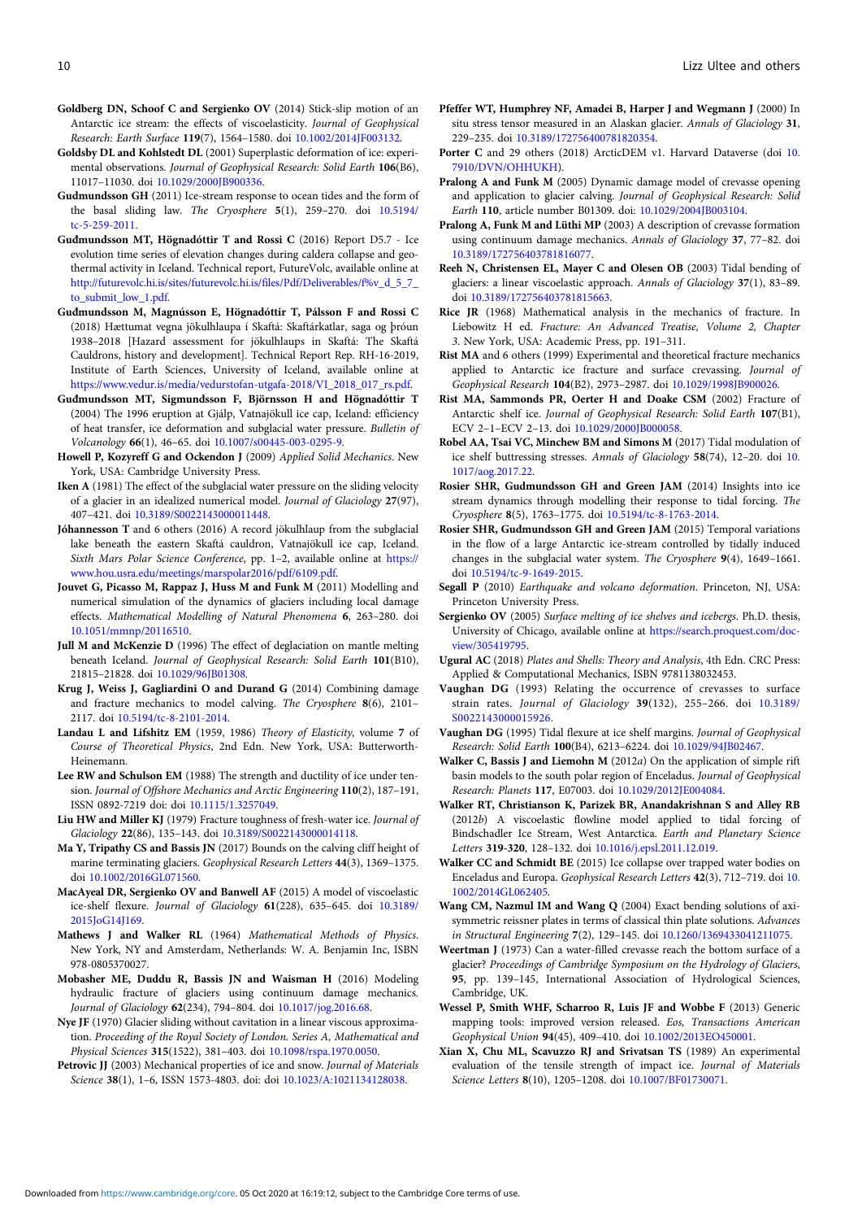**Goldberg DN, Schoof C and Sergienko OV** (2014) Stick-slip motion of an Antarctic ice stream: the effects of viscoelasticity. *Journal of Geophysical Research: Earth Surface* **119**(7), 1564–1580. doi 10.1002/2014JF003132.

**Goldsby DL and Kohlstedt DL** (2001) Superplastic deformation of ice: experimental observations. *Journal of Geophysical Research: Solid Earth* **106**(B6), 11017–11030. doi 10.1029/2000JB900336.

**Gudmundsson GH** (2011) Ice-stream response to ocean tides and the form of the basal sliding law. *The Cryosphere* **5**(1), 259–270. doi 10.5194/tc-5-259-2011.

**Guðmundsson MT, Högnadóttir T and Rossi C** (2016) Report D5.7 - Ice evolution time series of elevation changes during caldera collapse and geothermal activity in Iceland. Technical report, FutureVolc, available online at http://futurevolc.hi.is/sites/futurevolc.hi.is/files/Pdf/Deliverables/f%v_d_5_7_to_submit_low_1.pdf.

**Guðmundsson M, Magnússon E, Högnadóttir T, Pálsson F and Rossi C** (2018) Hættumat vegna jökulhlaupa í Skaftá: Skaftárkatlar, saga og þróun 1938–2018 [Hazard assessment for jökulhlaups in Skaftá: The Skaftá Cauldrons, history and development]. Technical Report Rep. RH-16-2019, Institute of Earth Sciences, University of Iceland, available online at https://www.vedur.is/media/vedurstofan-utgafa-2018/VI_2018_017_rs.pdf.

**Guðmundsson MT, Sigmundsson F, Björnsson H and Högnadóttir T** (2004) The 1996 eruption at Gjálp, Vatnajökull ice cap, Iceland: efficiency of heat transfer, ice deformation and subglacial water pressure. *Bulletin of Volcanology* **66**(1), 46–65. doi 10.1007/s00445-003-0295-9.

**Howell P, Kozyreff G and Ockendon J** (2009) *Applied Solid Mechanics*. New York, USA: Cambridge University Press.

**Iken A** (1981) The effect of the subglacial water pressure on the sliding velocity of a glacier in an idealized numerical model. *Journal of Glaciology* **27**(97), 407–421. doi 10.3189/S0022143000011448.

**Jóhannesson T** and 6 others (2016) A record jökulhlaup from the subglacial lake beneath the eastern Skaftá cauldron, Vatnajökull ice cap, Iceland. *Sixth Mars Polar Science Conference*, pp. 1–2, available online at https://www.hou.usra.edu/meetings/marspolar2016/pdf/6109.pdf.

**Jouvet G, Picasso M, Rappaz J, Huss M and Funk M** (2011) Modelling and numerical simulation of the dynamics of glaciers including local damage effects. *Mathematical Modelling of Natural Phenomena* **6**, 263–280. doi 10.1051/mmnp/20116510.

**Jull M and McKenzie D** (1996) The effect of deglaciation on mantle melting beneath Iceland. *Journal of Geophysical Research: Solid Earth* **101**(B10), 21815–21828. doi 10.1029/96JB01308.

**Krug J, Weiss J, Gagliardini O and Durand G** (2014) Combining damage and fracture mechanics to model calving. *The Cryosphere* **8**(6), 2101–2117. doi 10.5194/tc-8-2101-2014.

**Landau L and Lifshitz EM** (1959, 1986) *Theory of Elasticity*, volume 7 of *Course of Theoretical Physics*, 2nd Edn. New York, USA: Butterworth-Heinemann.

**Lee RW and Schulson EM** (1988) The strength and ductility of ice under tension. *Journal of Offshore Mechanics and Arctic Engineering* **110**(2), 187–191, ISSN 0892-7219 doi: doi 10.1115/1.3257049.

**Liu HW and Miller KJ** (1979) Fracture toughness of fresh-water ice. *Journal of Glaciology* **22**(86), 135–143. doi 10.3189/S0022143000014118.

**Ma Y, Tripathy CS and Bassis JN** (2017) Bounds on the calving cliff height of marine terminating glaciers. *Geophysical Research Letters* **44**(3), 1369–1375. doi 10.1002/2016GL071560.

**MacAyeal DR, Sergienko OV and Banwell AF** (2015) A model of viscoelastic ice-shelf flexure. *Journal of Glaciology* **61**(228), 635–645. doi 10.3189/2015JoG14J169.

**Mathews J and Walker RL** (1964) *Mathematical Methods of Physics*. New York, NY and Amsterdam, Netherlands: W. A. Benjamin Inc, ISBN 978-0805370027.

**Mobasher ME, Duddu R, Bassis JN and Waisman H** (2016) Modeling hydraulic fracture of glaciers using continuum damage mechanics. *Journal of Glaciology* **62**(234), 794–804. doi 10.1017/jog.2016.68.

**Nye JF** (1970) Glacier sliding without cavitation in a linear viscous approximation. *Proceeding of the Royal Society of London. Series A, Mathematical and Physical Sciences* **315**(1522), 381–403. doi 10.1098/rspa.1970.0050.

**Petrovic JJ** (2003) Mechanical properties of ice and snow. *Journal of Materials Science* **38**(1), 1–6, ISSN 1573-4803. doi: doi 10.1023/A:1021134128038.

**Pfeffer WT, Humphrey NF, Amadei B, Harper J and Wegmann J** (2000) In situ stress tensor measured in an Alaskan glacier. *Annals of Glaciology* **31**, 229–235. doi 10.3189/172756400781820354.

**Porter C** and 29 others (2018) ArcticDEM v1. Harvard Dataverse (doi 10.7910/DVN/OHHUKH).

**Pralong A and Funk M** (2005) Dynamic damage model of crevasse opening and application to glacier calving. *Journal of Geophysical Research: Solid Earth* **110**, article number B01309. doi: 10.1029/2004JB003104.

**Pralong A, Funk M and Lüthi MP** (2003) A description of crevasse formation using continuum damage mechanics. *Annals of Glaciology* **37**, 77–82. doi 10.3189/172756403781816077.

**Reeh N, Christensen EL, Mayer C and Olesen OB** (2003) Tidal bending of glaciers: a linear viscoelastic approach. *Annals of Glaciology* **37**(1), 83–89. doi 10.3189/172756403781815663.

**Rice JR** (1968) Mathematical analysis in the mechanics of fracture. In Liebowitz H ed. *Fracture: An Advanced Treatise, Volume 2, Chapter 3*. New York, USA: Academic Press, pp. 191–311.

**Rist MA** and 6 others (1999) Experimental and theoretical fracture mechanics applied to Antarctic ice fracture and surface crevassing. *Journal of Geophysical Research* **104**(B2), 2973–2987. doi 10.1029/1998JB900026.

**Rist MA, Sammonds PR, Oerter H and Doake CSM** (2002) Fracture of Antarctic shelf ice. *Journal of Geophysical Research: Solid Earth* **107**(B1), ECV 2–1–ECV 2–13. doi 10.1029/2000JB000058.

**Robel AA, Tsai VC, Minchew BM and Simons M** (2017) Tidal modulation of ice shelf buttressing stresses. *Annals of Glaciology* **58**(74), 12–20. doi 10.1017/aog.2017.22.

**Rosier SHR, Gudmundsson GH and Green JAM** (2014) Insights into ice stream dynamics through modelling their response to tidal forcing. *The Cryosphere* **8**(5), 1763–1775. doi 10.5194/tc-8-1763-2014.

**Rosier SHR, Gudmundsson GH and Green JAM** (2015) Temporal variations in the flow of a large Antarctic ice-stream controlled by tidally induced changes in the subglacial water system. *The Cryosphere* **9**(4), 1649–1661. doi 10.5194/tc-9-1649-2015.

**Segall P** (2010) *Earthquake and volcano deformation*. Princeton, NJ, USA: Princeton University Press.

**Sergienko OV** (2005) *Surface melting of ice shelves and icebergs*. Ph.D. thesis, University of Chicago, available online at https://search.proquest.com/docview/305419795.

**Ugural AC** (2018) *Plates and Shells: Theory and Analysis*, 4th Edn. CRC Press: Applied & Computational Mechanics, ISBN 9781138032453.

**Vaughan DG** (1993) Relating the occurrence of crevasses to surface strain rates. *Journal of Glaciology* **39**(132), 255–266. doi 10.3189/S0022143000015926.

**Vaughan DG** (1995) Tidal flexure at ice shelf margins. *Journal of Geophysical Research: Solid Earth* **100**(B4), 6213–6224. doi 10.1029/94JB02467.

**Walker C, Bassis J and Liemohn M** (2012*a*) On the application of simple rift basin models to the south polar region of Enceladus. *Journal of Geophysical Research: Planets* **117**, E07003. doi 10.1029/2012JE004084.

**Walker RT, Christianson K, Parizek BR, Anandakrishnan S and Alley RB** (2012*b*) A viscoelastic flowline model applied to tidal forcing of Bindschadler Ice Stream, West Antarctica. *Earth and Planetary Science Letters* **319-320**, 128–132. doi 10.1016/j.epsl.2011.12.019.

**Walker CC and Schmidt BE** (2015) Ice collapse over trapped water bodies on Enceladus and Europa. *Geophysical Research Letters* **42**(3), 712–719. doi 10.1002/2014GL062405.

**Wang CM, Nazmul IM and Wang Q** (2004) Exact bending solutions of axisymmetric reissner plates in terms of classical thin plate solutions. *Advances in Structural Engineering* **7**(2), 129–145. doi 10.1260/1369433041211075.

**Weertman J** (1973) Can a water-filled crevasse reach the bottom surface of a glacier? *Proceedings of Cambridge Symposium on the Hydrology of Glaciers*, **95**, pp. 139–145, International Association of Hydrological Sciences, Cambridge, UK.

**Wessel P, Smith WHF, Scharroo R, Luis JF and Wobbe F** (2013) Generic mapping tools: improved version released. *Eos, Transactions American Geophysical Union* **94**(45), 409–410. doi 10.1002/2013EO450001.

**Xian X, Chu ML, Scavuzzo RJ and Srivatsan TS** (1989) An experimental evaluation of the tensile strength of impact ice. *Journal of Materials Science Letters* **8**(10), 1205–1208. doi 10.1007/BF01730071.